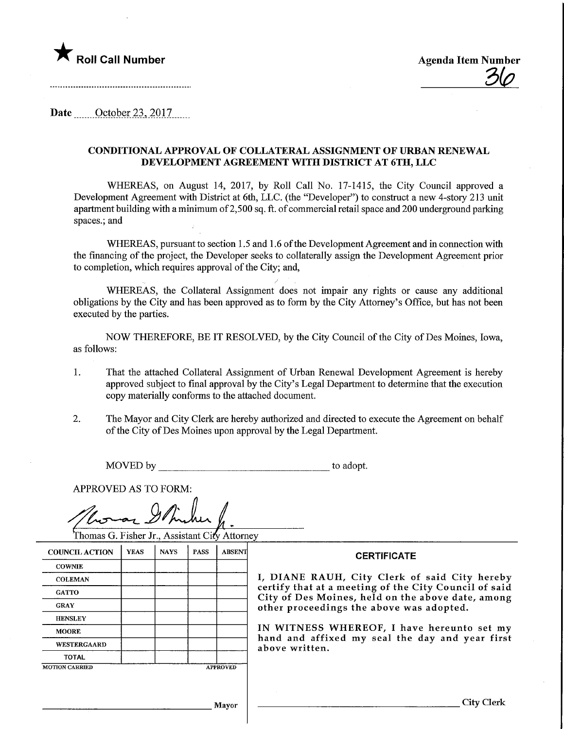★ **Roll Call Number**

**Agenda Item Number**

36

Date October 23, 2017

**CONDITIONAL APPROVAL OF COLLATERAL ASSIGNMENT OF URBAN RENEWAL DEVELOPMENT AGREEMENT WITH DISTRICT AT 6TH, LLC**

WHEREAS, on August 14, 2017, by Roll Call No. 17-1415, the City Council approved a Development Agreement with District at 6th, LLC. (the "Developer") to construct a new 4-story 213 unit apartment building with a minimum of 2,500 sq. ft. of commercial retail space and 200 underground parking spaces.; and

WHEREAS, pursuant to section 1.5 and 1.6 of the Development Agreement and in connection with the financing of the project, the Developer seeks to collaterally assign the Development Agreement prior to completion, which requires approval of the City; and,

WHEREAS, the Collateral Assignment does not impair any rights or cause any additional obligations by the City and has been approved as to form by the City Attorney's Office, but has not been executed by the parties.

NOW THEREFORE, BE IT RESOLVED, by the City Council of the City of Des Moines, Iowa, as follows:

1. That the attached Collateral Assignment of Urban Renewal Development Agreement is hereby approved subject to final approval by the City's Legal Department to determine that the execution copy materially conforms to the attached document.

2. The Mayor and City Clerk are hereby authorized and directed to execute the Agreement on behalf of the City of Des Moines upon approval by the Legal Department.

MOVED by ______________________________ to adopt.

APPROVED AS TO FORM:

Thomas G. Fisher Jr., Assistant City Attorney

| COUNCIL ACTION | YEAS | NAYS | PASS | ABSENT |
|---|---|---|---|---|
| COWNIE | | | | |
| COLEMAN | | | | |
| GATTO | | | | |
| GRAY | | | | |
| HENSLEY | | | | |
| MOORE | | | | |
| WESTERGAARD | | | | |
| TOTAL | | | | |
| MOTION CARRIED | | | | APPROVED |

______________________________ Mayor

**CERTIFICATE**

I, DIANE RAUH, City Clerk of said City hereby certify that at a meeting of the City Council of said City of Des Moines, held on the above date, among other proceedings the above was adopted.

IN WITNESS WHEREOF, I have hereunto set my hand and affixed my seal the day and year first above written.

______________________________ City Clerk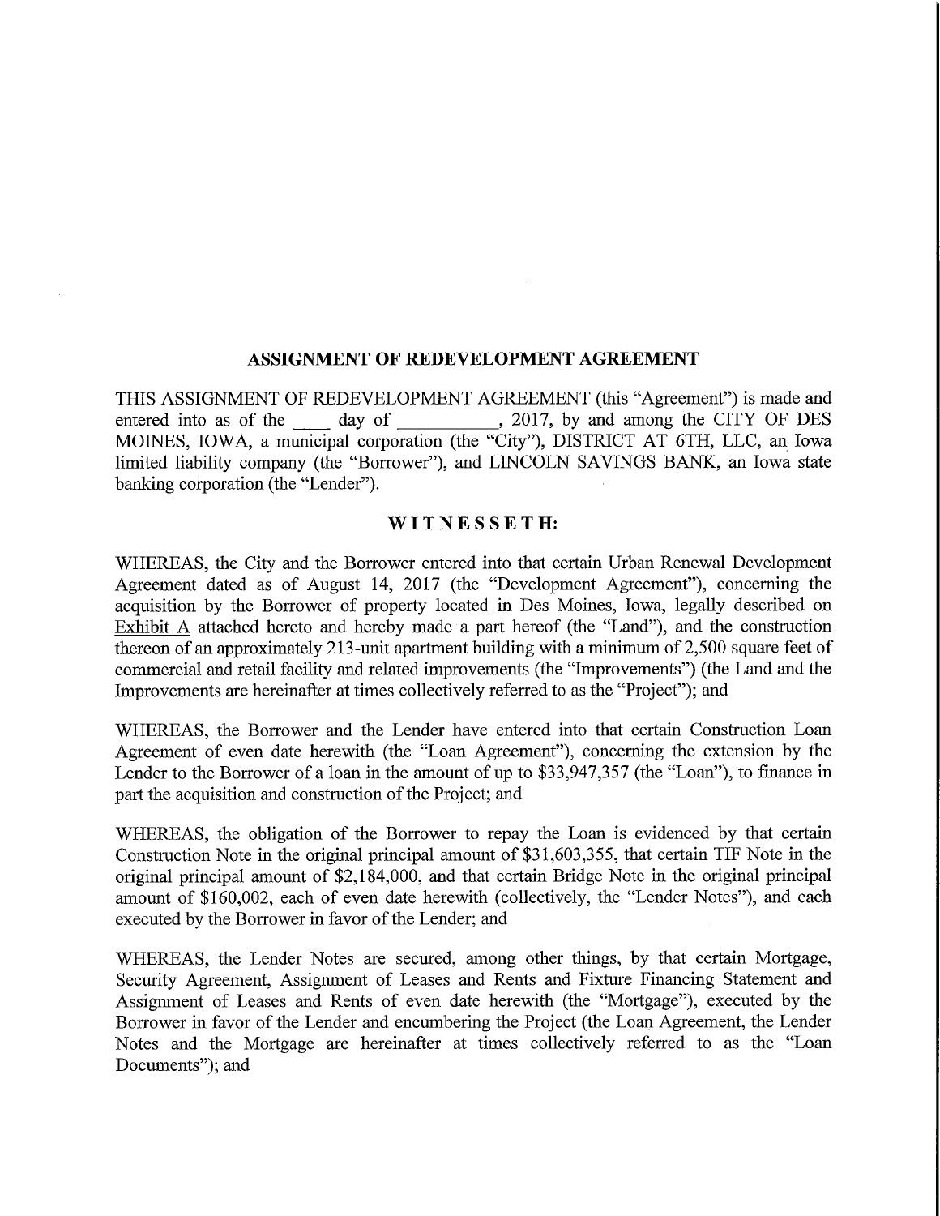## ASSIGNMENT OF REDEVELOPMENT AGREEMENT

THIS ASSIGNMENT OF REDEVELOPMENT AGREEMENT (this "Agreement") is made and entered into as of the ____ day of __________, 2017, by and among the CITY OF DES MOINES, IOWA, a municipal corporation (the "City"), DISTRICT AT 6TH, LLC, an Iowa limited liability company (the "Borrower"), and LINCOLN SAVINGS BANK, an Iowa state banking corporation (the "Lender").

**WITNESSETH:**

WHEREAS, the City and the Borrower entered into that certain Urban Renewal Development Agreement dated as of August 14, 2017 (the "Development Agreement"), concerning the acquisition by the Borrower of property located in Des Moines, Iowa, legally described on Exhibit A attached hereto and hereby made a part hereof (the "Land"), and the construction thereon of an approximately 213-unit apartment building with a minimum of 2,500 square feet of commercial and retail facility and related improvements (the "Improvements") (the Land and the Improvements are hereinafter at times collectively referred to as the "Project"); and

WHEREAS, the Borrower and the Lender have entered into that certain Construction Loan Agreement of even date herewith (the "Loan Agreement"), concerning the extension by the Lender to the Borrower of a loan in the amount of up to $33,947,357 (the "Loan"), to finance in part the acquisition and construction of the Project; and

WHEREAS, the obligation of the Borrower to repay the Loan is evidenced by that certain Construction Note in the original principal amount of $31,603,355, that certain TIF Note in the original principal amount of $2,184,000, and that certain Bridge Note in the original principal amount of $160,002, each of even date herewith (collectively, the "Lender Notes"), and each executed by the Borrower in favor of the Lender; and

WHEREAS, the Lender Notes are secured, among other things, by that certain Mortgage, Security Agreement, Assignment of Leases and Rents and Fixture Financing Statement and Assignment of Leases and Rents of even date herewith (the "Mortgage"), executed by the Borrower in favor of the Lender and encumbering the Project (the Loan Agreement, the Lender Notes and the Mortgage are hereinafter at times collectively referred to as the "Loan Documents"); and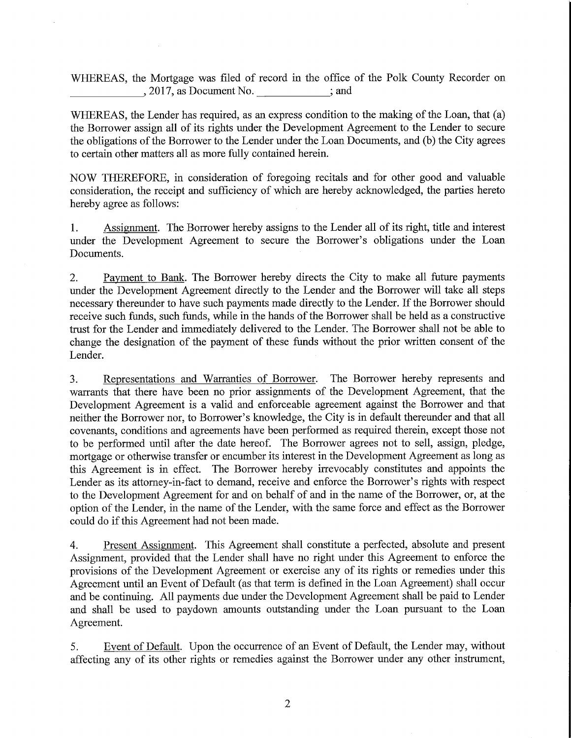WHEREAS, the Mortgage was filed of record in the office of the Polk County Recorder on _____________, 2017, as Document No. ____________; and

WHEREAS, the Lender has required, as an express condition to the making of the Loan, that (a) the Borrower assign all of its rights under the Development Agreement to the Lender to secure the obligations of the Borrower to the Lender under the Loan Documents, and (b) the City agrees to certain other matters all as more fully contained herein.

NOW THEREFORE, in consideration of foregoing recitals and for other good and valuable consideration, the receipt and sufficiency of which are hereby acknowledged, the parties hereto hereby agree as follows:

1. Assignment. The Borrower hereby assigns to the Lender all of its right, title and interest under the Development Agreement to secure the Borrower's obligations under the Loan Documents.

2. Payment to Bank. The Borrower hereby directs the City to make all future payments under the Development Agreement directly to the Lender and the Borrower will take all steps necessary thereunder to have such payments made directly to the Lender. If the Borrower should receive such funds, such funds, while in the hands of the Borrower shall be held as a constructive trust for the Lender and immediately delivered to the Lender. The Borrower shall not be able to change the designation of the payment of these funds without the prior written consent of the Lender.

3. Representations and Warranties of Borrower. The Borrower hereby represents and warrants that there have been no prior assignments of the Development Agreement, that the Development Agreement is a valid and enforceable agreement against the Borrower and that neither the Borrower nor, to Borrower's knowledge, the City is in default thereunder and that all covenants, conditions and agreements have been performed as required therein, except those not to be performed until after the date hereof. The Borrower agrees not to sell, assign, pledge, mortgage or otherwise transfer or encumber its interest in the Development Agreement as long as this Agreement is in effect. The Borrower hereby irrevocably constitutes and appoints the Lender as its attorney-in-fact to demand, receive and enforce the Borrower's rights with respect to the Development Agreement for and on behalf of and in the name of the Borrower, or, at the option of the Lender, in the name of the Lender, with the same force and effect as the Borrower could do if this Agreement had not been made.

4. Present Assignment. This Agreement shall constitute a perfected, absolute and present Assignment, provided that the Lender shall have no right under this Agreement to enforce the provisions of the Development Agreement or exercise any of its rights or remedies under this Agreement until an Event of Default (as that term is defined in the Loan Agreement) shall occur and be continuing. All payments due under the Development Agreement shall be paid to Lender and shall be used to paydown amounts outstanding under the Loan pursuant to the Loan Agreement.

5. Event of Default. Upon the occurrence of an Event of Default, the Lender may, without affecting any of its other rights or remedies against the Borrower under any other instrument,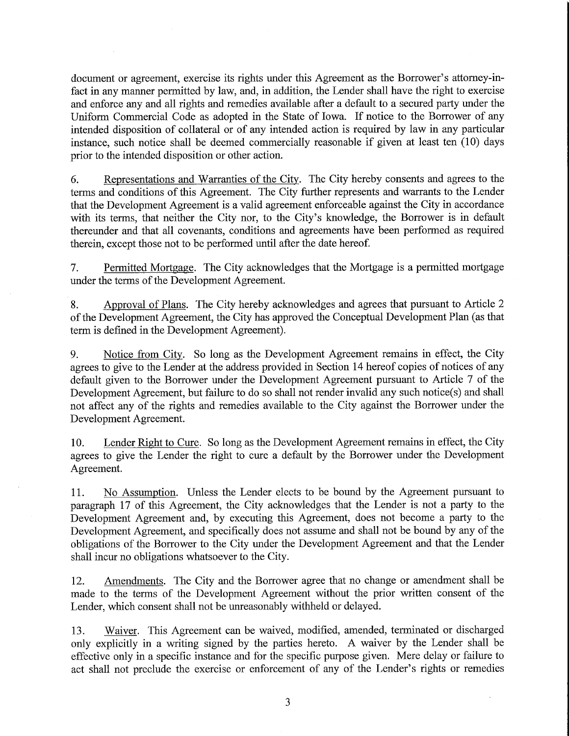document or agreement, exercise its rights under this Agreement as the Borrower's attorney-in-fact in any manner permitted by law, and, in addition, the Lender shall have the right to exercise and enforce any and all rights and remedies available after a default to a secured party under the Uniform Commercial Code as adopted in the State of Iowa. If notice to the Borrower of any intended disposition of collateral or of any intended action is required by law in any particular instance, such notice shall be deemed commercially reasonable if given at least ten (10) days prior to the intended disposition or other action.

6. Representations and Warranties of the City. The City hereby consents and agrees to the terms and conditions of this Agreement. The City further represents and warrants to the Lender that the Development Agreement is a valid agreement enforceable against the City in accordance with its terms, that neither the City nor, to the City's knowledge, the Borrower is in default thereunder and that all covenants, conditions and agreements have been performed as required therein, except those not to be performed until after the date hereof.

7. Permitted Mortgage. The City acknowledges that the Mortgage is a permitted mortgage under the terms of the Development Agreement.

8. Approval of Plans. The City hereby acknowledges and agrees that pursuant to Article 2 of the Development Agreement, the City has approved the Conceptual Development Plan (as that term is defined in the Development Agreement).

9. Notice from City. So long as the Development Agreement remains in effect, the City agrees to give to the Lender at the address provided in Section 14 hereof copies of notices of any default given to the Borrower under the Development Agreement pursuant to Article 7 of the Development Agreement, but failure to do so shall not render invalid any such notice(s) and shall not affect any of the rights and remedies available to the City against the Borrower under the Development Agreement.

10. Lender Right to Cure. So long as the Development Agreement remains in effect, the City agrees to give the Lender the right to cure a default by the Borrower under the Development Agreement.

11. No Assumption. Unless the Lender elects to be bound by the Agreement pursuant to paragraph 17 of this Agreement, the City acknowledges that the Lender is not a party to the Development Agreement and, by executing this Agreement, does not become a party to the Development Agreement, and specifically does not assume and shall not be bound by any of the obligations of the Borrower to the City under the Development Agreement and that the Lender shall incur no obligations whatsoever to the City.

12. Amendments. The City and the Borrower agree that no change or amendment shall be made to the terms of the Development Agreement without the prior written consent of the Lender, which consent shall not be unreasonably withheld or delayed.

13. Waiver. This Agreement can be waived, modified, amended, terminated or discharged only explicitly in a writing signed by the parties hereto. A waiver by the Lender shall be effective only in a specific instance and for the specific purpose given. Mere delay or failure to act shall not preclude the exercise or enforcement of any of the Lender's rights or remedies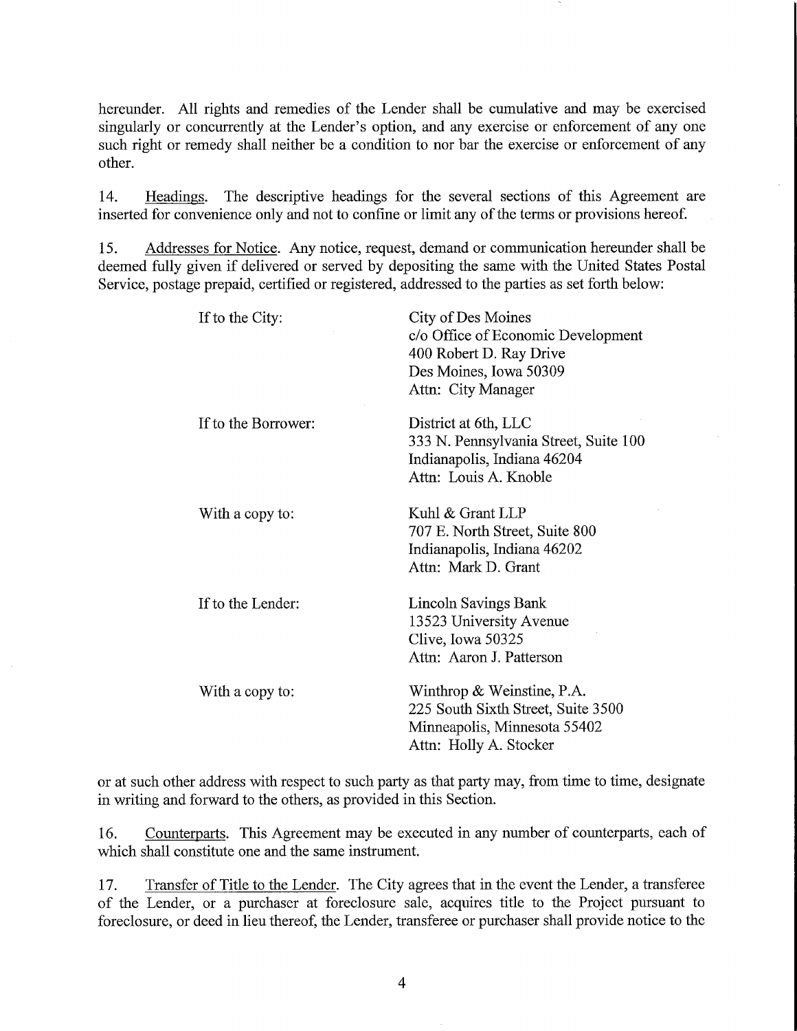hereunder. All rights and remedies of the Lender shall be cumulative and may be exercised singularly or concurrently at the Lender's option, and any exercise or enforcement of any one such right or remedy shall neither be a condition to nor bar the exercise or enforcement of any other.

14. Headings. The descriptive headings for the several sections of this Agreement are inserted for convenience only and not to confine or limit any of the terms or provisions hereof.

15. Addresses for Notice. Any notice, request, demand or communication hereunder shall be deemed fully given if delivered or served by depositing the same with the United States Postal Service, postage prepaid, certified or registered, addressed to the parties as set forth below:

| | |
|---|---|
| If to the City: | City of Des Moines<br>c/o Office of Economic Development<br>400 Robert D. Ray Drive<br>Des Moines, Iowa 50309<br>Attn: City Manager |
| If to the Borrower: | District at 6th, LLC<br>333 N. Pennsylvania Street, Suite 100<br>Indianapolis, Indiana 46204<br>Attn: Louis A. Knoble |
| With a copy to: | Kuhl & Grant LLP<br>707 E. North Street, Suite 800<br>Indianapolis, Indiana 46202<br>Attn: Mark D. Grant |
| If to the Lender: | Lincoln Savings Bank<br>13523 University Avenue<br>Clive, Iowa 50325<br>Attn: Aaron J. Patterson |
| With a copy to: | Winthrop & Weinstine, P.A.<br>225 South Sixth Street, Suite 3500<br>Minneapolis, Minnesota 55402<br>Attn: Holly A. Stocker |

or at such other address with respect to such party as that party may, from time to time, designate in writing and forward to the others, as provided in this Section.

16. Counterparts. This Agreement may be executed in any number of counterparts, each of which shall constitute one and the same instrument.

17. Transfer of Title to the Lender. The City agrees that in the event the Lender, a transferee of the Lender, or a purchaser at foreclosure sale, acquires title to the Project pursuant to foreclosure, or deed in lieu thereof, the Lender, transferee or purchaser shall provide notice to the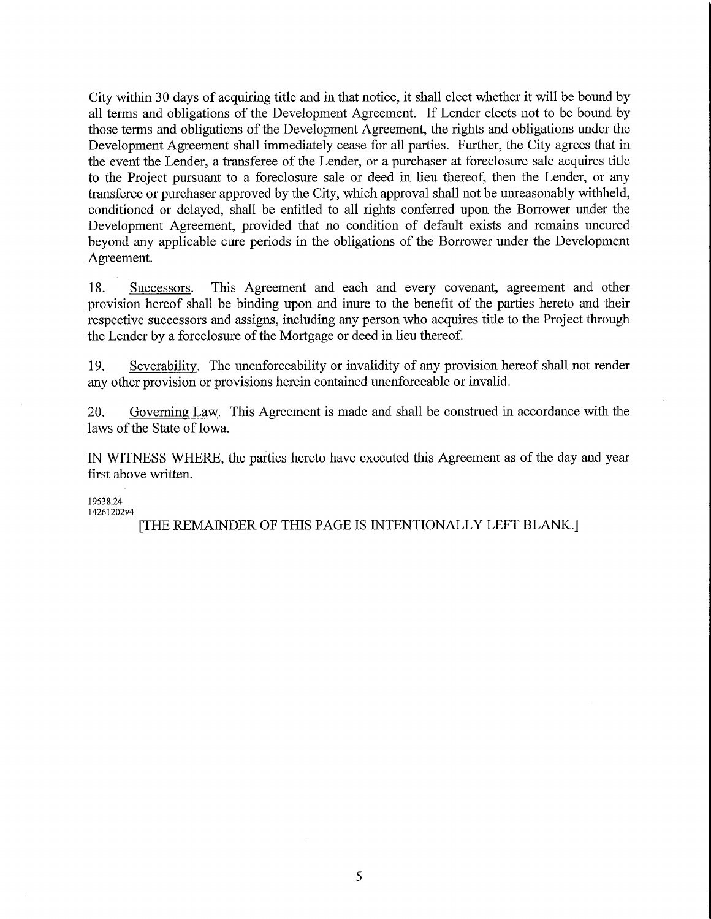City within 30 days of acquiring title and in that notice, it shall elect whether it will be bound by all terms and obligations of the Development Agreement. If Lender elects not to be bound by those terms and obligations of the Development Agreement, the rights and obligations under the Development Agreement shall immediately cease for all parties. Further, the City agrees that in the event the Lender, a transferee of the Lender, or a purchaser at foreclosure sale acquires title to the Project pursuant to a foreclosure sale or deed in lieu thereof, then the Lender, or any transferee or purchaser approved by the City, which approval shall not be unreasonably withheld, conditioned or delayed, shall be entitled to all rights conferred upon the Borrower under the Development Agreement, provided that no condition of default exists and remains uncured beyond any applicable cure periods in the obligations of the Borrower under the Development Agreement.

18. Successors. This Agreement and each and every covenant, agreement and other provision hereof shall be binding upon and inure to the benefit of the parties hereto and their respective successors and assigns, including any person who acquires title to the Project through the Lender by a foreclosure of the Mortgage or deed in lieu thereof.

19. Severability. The unenforceability or invalidity of any provision hereof shall not render any other provision or provisions herein contained unenforceable or invalid.

20. Governing Law. This Agreement is made and shall be construed in accordance with the laws of the State of Iowa.

IN WITNESS WHERE, the parties hereto have executed this Agreement as of the day and year first above written.

19538.24
14261202v4

[THE REMAINDER OF THIS PAGE IS INTENTIONALLY LEFT BLANK.]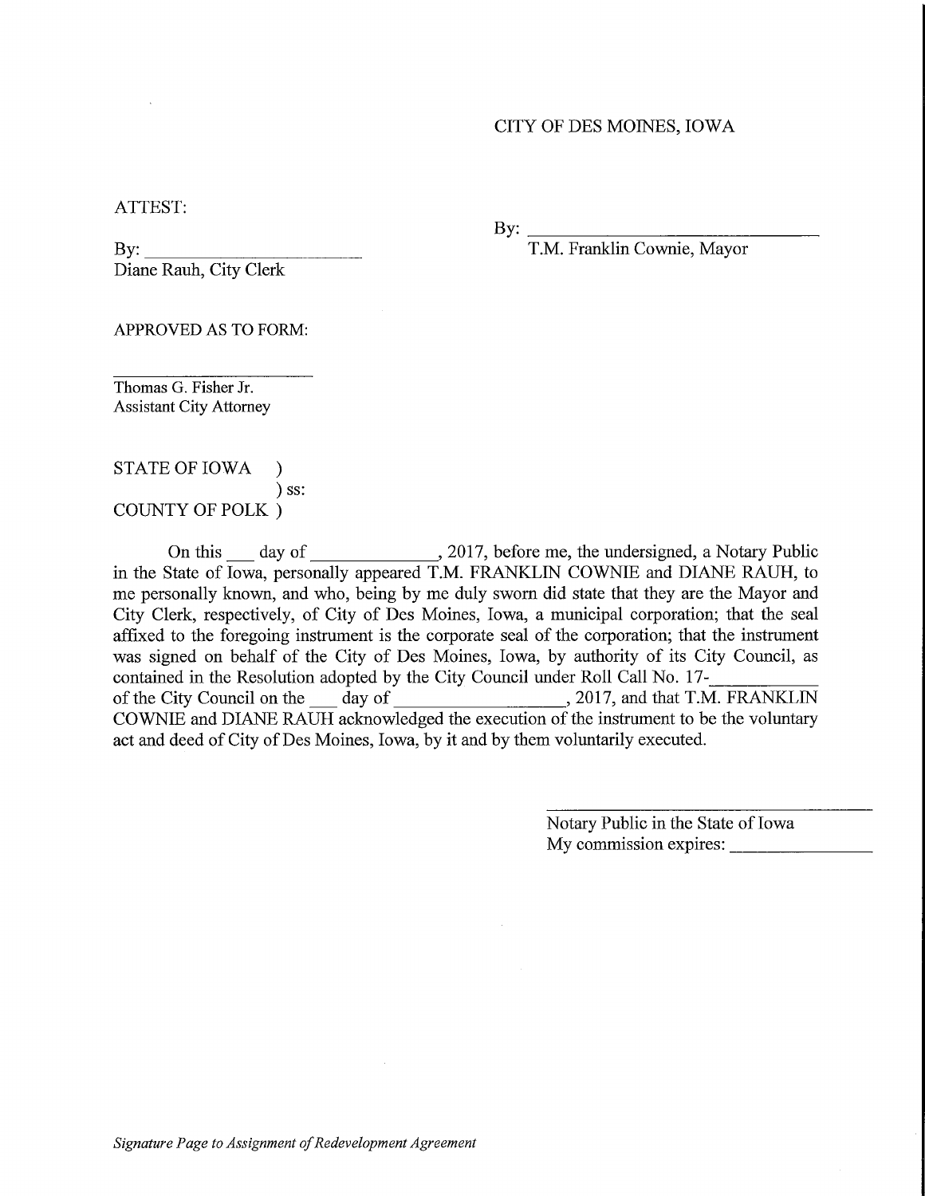CITY OF DES MOINES, IOWA

ATTEST:

By: ______________________
Diane Rauh, City Clerk

By: ______________________
T.M. Franklin Cownie, Mayor

APPROVED AS TO FORM:

______________________
Thomas G. Fisher Jr.
Assistant City Attorney

STATE OF IOWA )
) ss:
COUNTY OF POLK )

On this ___ day of _____________, 2017, before me, the undersigned, a Notary Public in the State of Iowa, personally appeared T.M. FRANKLIN COWNIE and DIANE RAUH, to me personally known, and who, being by me duly sworn did state that they are the Mayor and City Clerk, respectively, of City of Des Moines, Iowa, a municipal corporation; that the seal affixed to the foregoing instrument is the corporate seal of the corporation; that the instrument was signed on behalf of the City of Des Moines, Iowa, by authority of its City Council, as contained in the Resolution adopted by the City Council under Roll Call No. 17-__________ of the City Council on the ___ day of _________________, 2017, and that T.M. FRANKLIN COWNIE and DIANE RAUH acknowledged the execution of the instrument to be the voluntary act and deed of City of Des Moines, Iowa, by it and by them voluntarily executed.

______________________________
Notary Public in the State of Iowa
My commission expires: ______________

*Signature Page to Assignment of Redevelopment Agreement*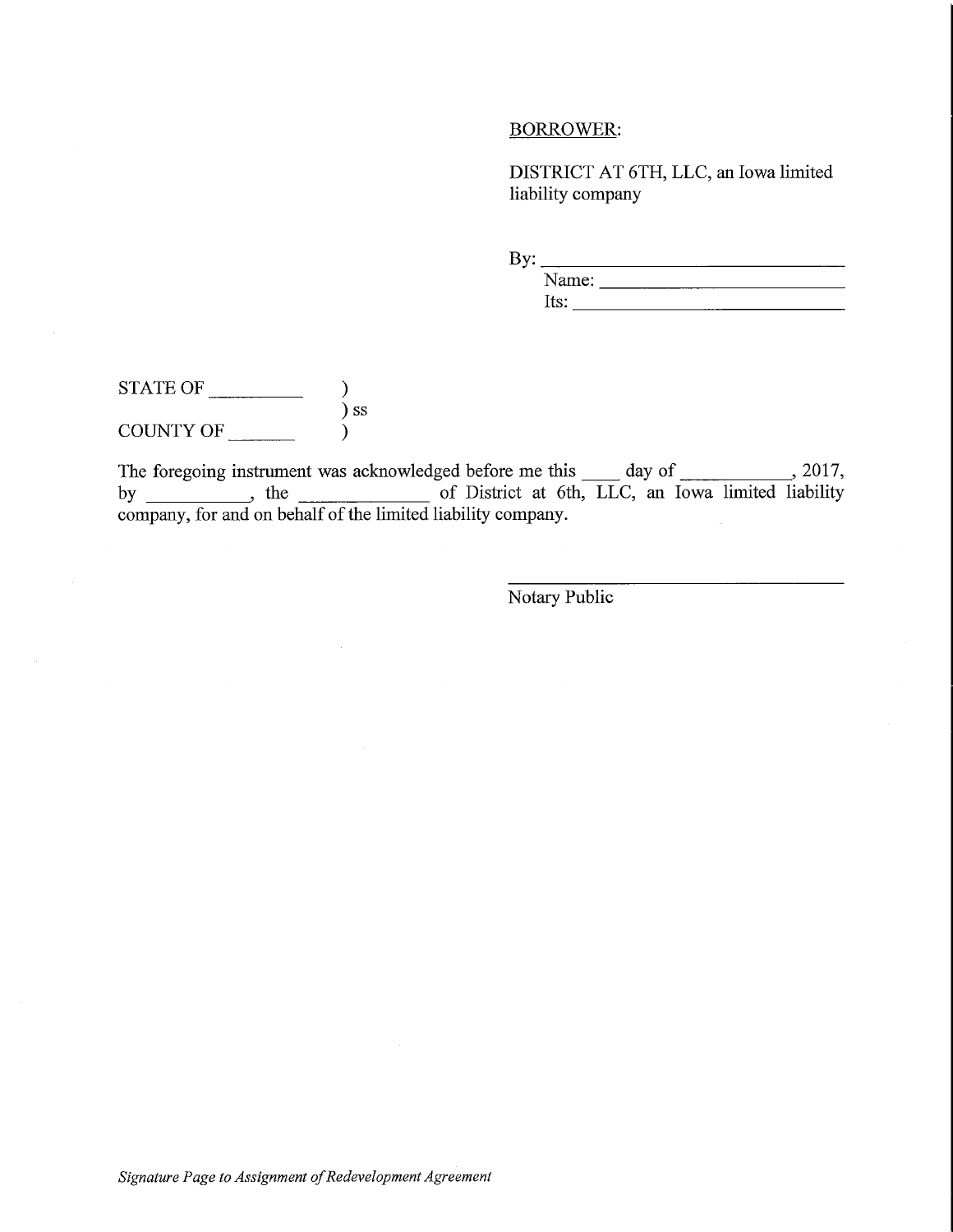BORROWER:

DISTRICT AT 6TH, LLC, an Iowa limited liability company

By: ______________________________

Name: ___________________________

Its: ______________________________

STATE OF __________ )
) ss
COUNTY OF _______ )

The foregoing instrument was acknowledged before me this ____ day of ___________, 2017, by __________, the _____________ of District at 6th, LLC, an Iowa limited liability company, for and on behalf of the limited liability company.

______________________________________
Notary Public

*Signature Page to Assignment of Redevelopment Agreement*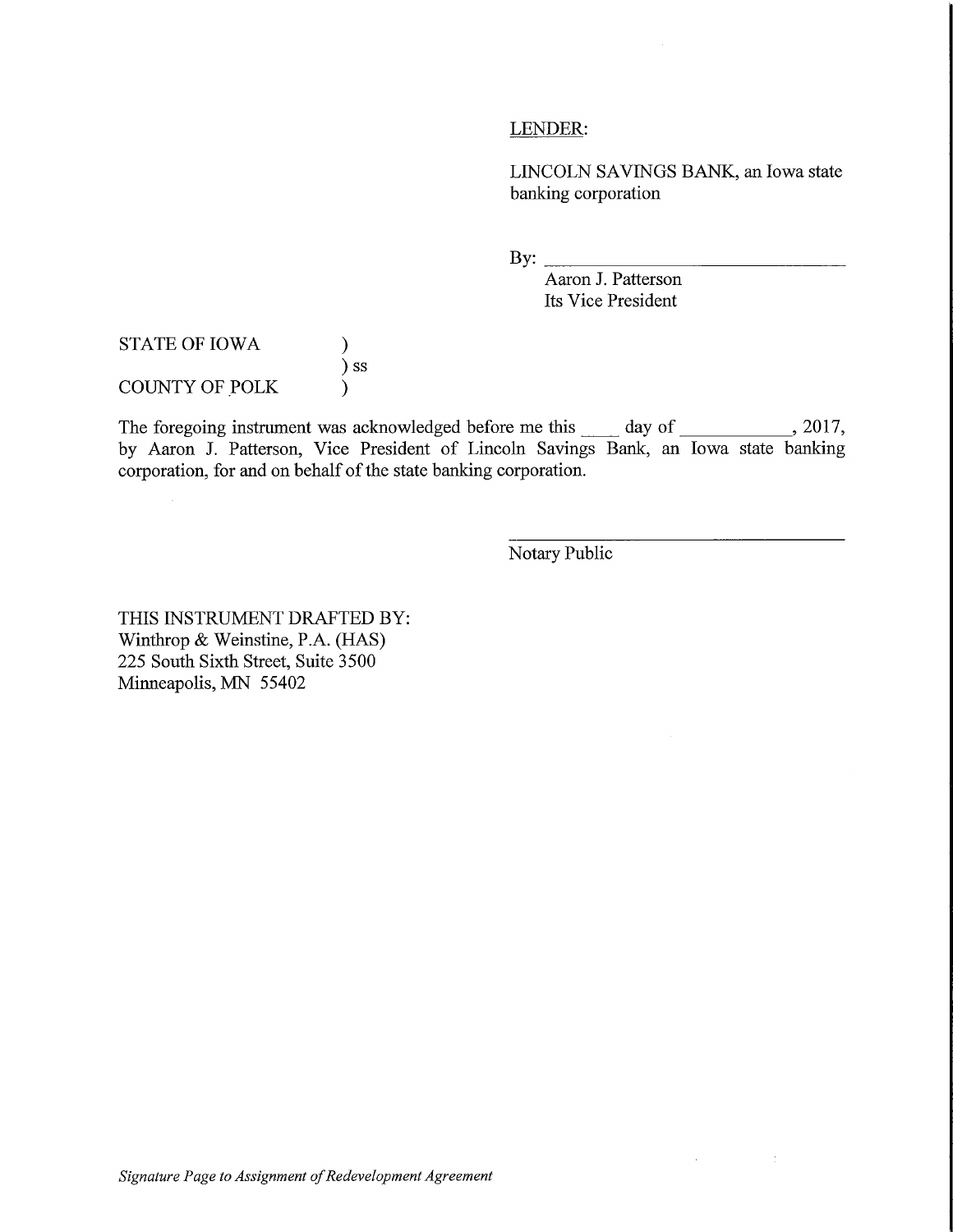LENDER:

LINCOLN SAVINGS BANK, an Iowa state banking corporation

By: ___________________________

Aaron J. Patterson
Its Vice President

STATE OF IOWA )
) ss
COUNTY OF POLK )

The foregoing instrument was acknowledged before me this ____ day of ___________, 2017, by Aaron J. Patterson, Vice President of Lincoln Savings Bank, an Iowa state banking corporation, for and on behalf of the state banking corporation.

___________________________

Notary Public

THIS INSTRUMENT DRAFTED BY:
Winthrop & Weinstine, P.A. (HAS)
225 South Sixth Street, Suite 3500
Minneapolis, MN 55402

*Signature Page to Assignment of Redevelopment Agreement*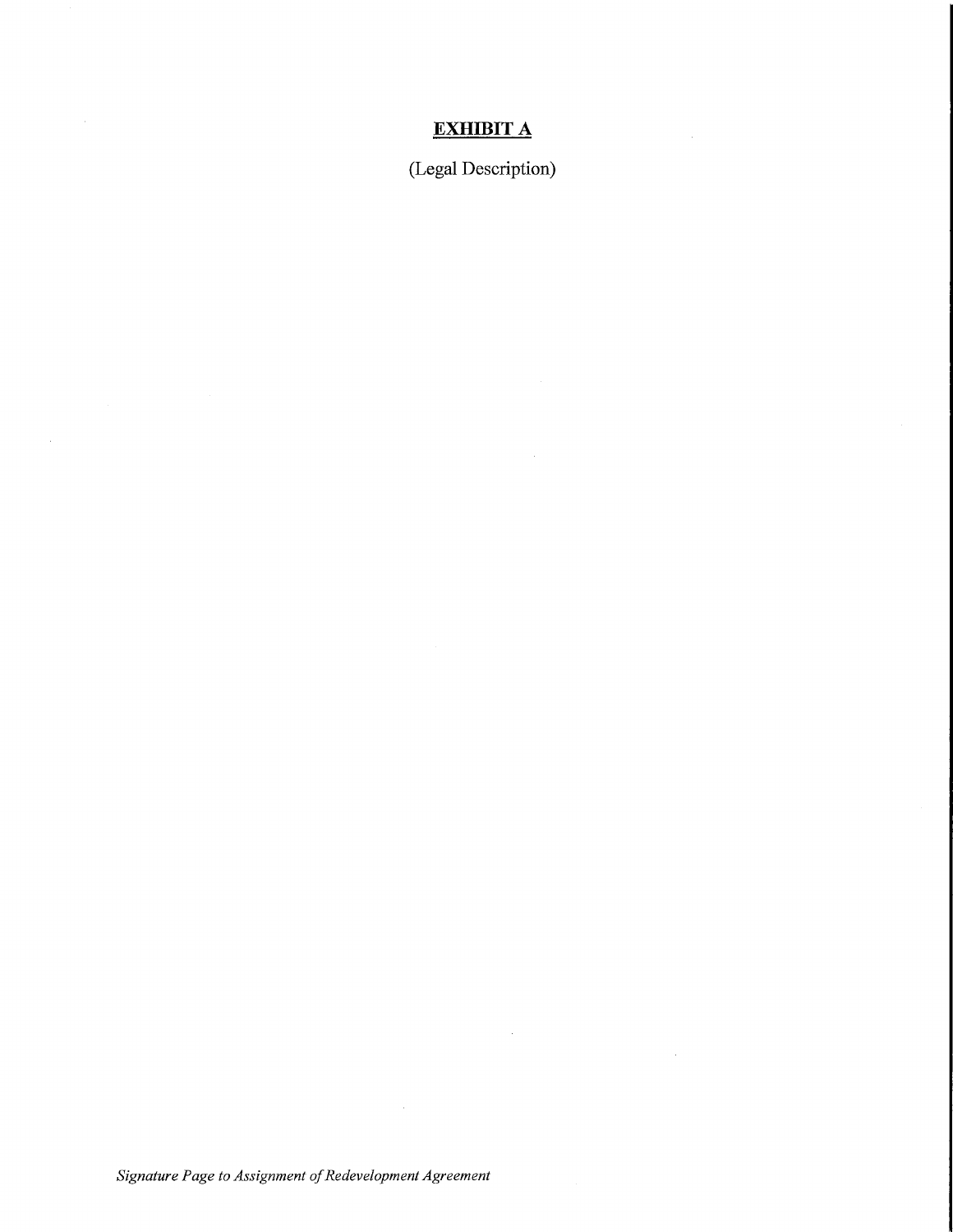# **EXHIBIT A**

(Legal Description)

*Signature Page to Assignment of Redevelopment Agreement*